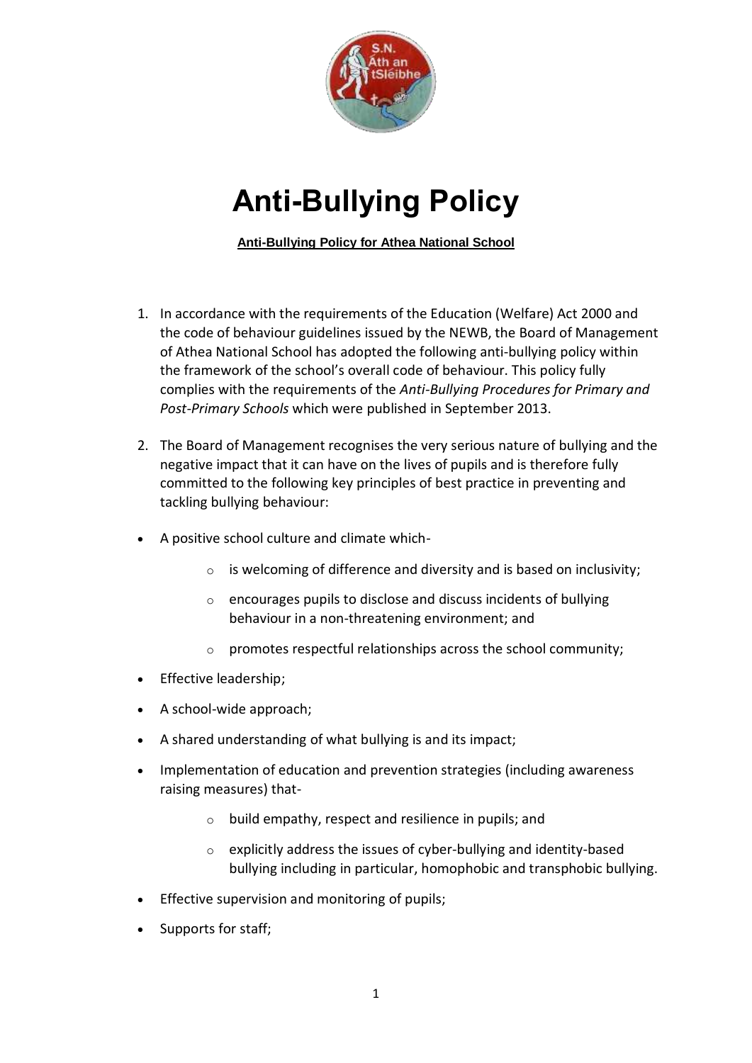# Anti-Bullying Policy

**Anti-Bullying Policy for Athea National School**

1. In accordance with the requirements of the Education (Welfare) Act 2000 and the code of behaviour guidelines issued by the NEWB, the Board of Management of Athea National School has adopted the following anti-bullying policy within the framework of the school's overall code of behaviour. This policy fully complies with the requirements of the *Anti-Bullying Procedures for Primary and Post-Primary Schools* which were published in September 2013.

2. The Board of Management recognises the very serious nature of bullying and the negative impact that it can have on the lives of pupils and is therefore fully committed to the following key principles of best practice in preventing and tackling bullying behaviour:

- A positive school culture and climate which-
  - is welcoming of difference and diversity and is based on inclusivity;
  - encourages pupils to disclose and discuss incidents of bullying behaviour in a non-threatening environment; and
  - promotes respectful relationships across the school community;
- Effective leadership;
- A school-wide approach;
- A shared understanding of what bullying is and its impact;
- Implementation of education and prevention strategies (including awareness raising measures) that-
  - build empathy, respect and resilience in pupils; and
  - explicitly address the issues of cyber-bullying and identity-based bullying including in particular, homophobic and transphobic bullying.
- Effective supervision and monitoring of pupils;
- Supports for staff;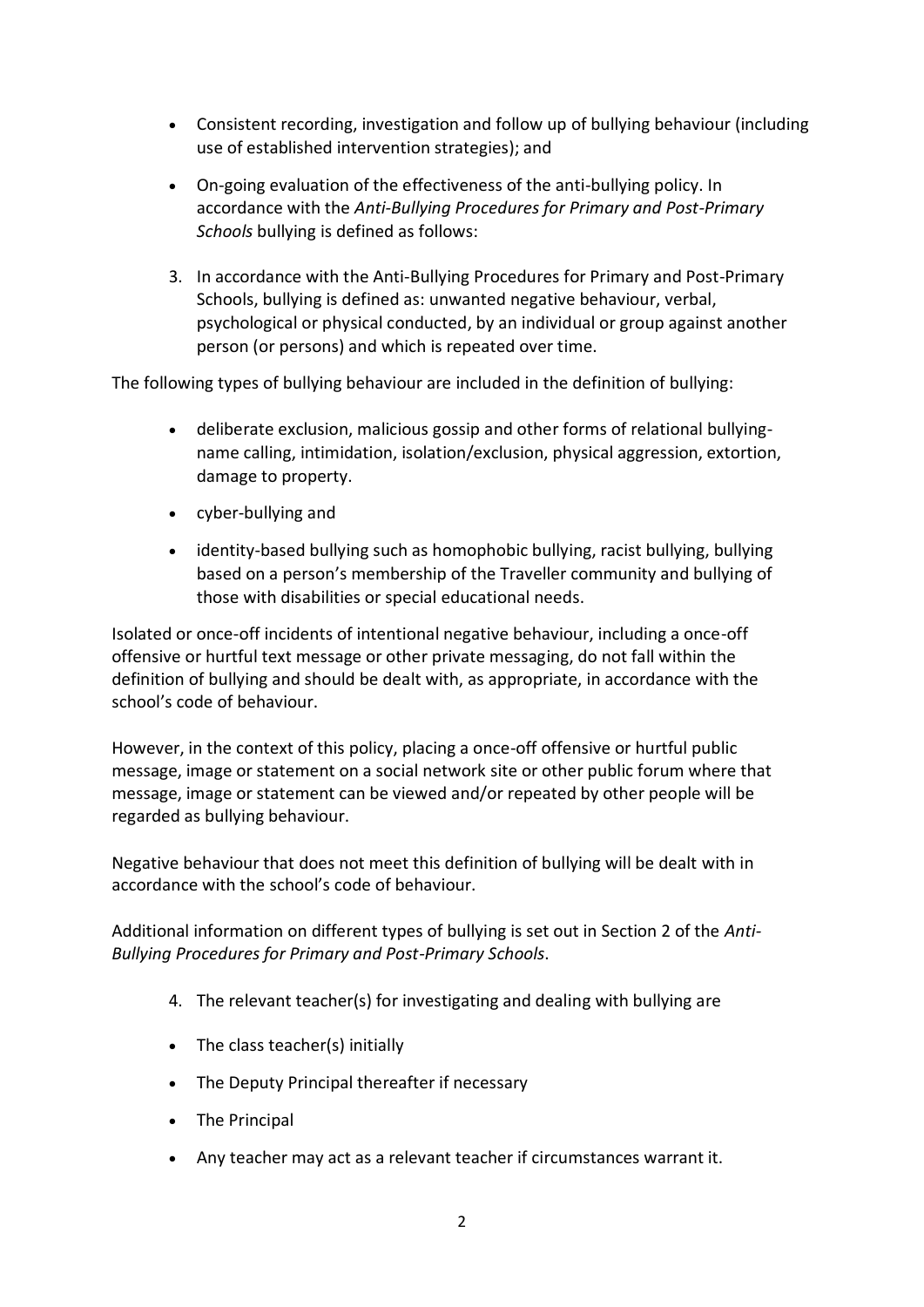- Consistent recording, investigation and follow up of bullying behaviour (including use of established intervention strategies); and

- On-going evaluation of the effectiveness of the anti-bullying policy. In accordance with the *Anti-Bullying Procedures for Primary and Post-Primary Schools* bullying is defined as follows:

3. In accordance with the Anti-Bullying Procedures for Primary and Post-Primary Schools, bullying is defined as: unwanted negative behaviour, verbal, psychological or physical conducted, by an individual or group against another person (or persons) and which is repeated over time.

The following types of bullying behaviour are included in the definition of bullying:

- deliberate exclusion, malicious gossip and other forms of relational bullying-name calling, intimidation, isolation/exclusion, physical aggression, extortion, damage to property.

- cyber-bullying and

- identity-based bullying such as homophobic bullying, racist bullying, bullying based on a person's membership of the Traveller community and bullying of those with disabilities or special educational needs.

Isolated or once-off incidents of intentional negative behaviour, including a once-off offensive or hurtful text message or other private messaging, do not fall within the definition of bullying and should be dealt with, as appropriate, in accordance with the school's code of behaviour.

However, in the context of this policy, placing a once-off offensive or hurtful public message, image or statement on a social network site or other public forum where that message, image or statement can be viewed and/or repeated by other people will be regarded as bullying behaviour.

Negative behaviour that does not meet this definition of bullying will be dealt with in accordance with the school's code of behaviour.

Additional information on different types of bullying is set out in Section 2 of the *Anti-Bullying Procedures for Primary and Post-Primary Schools*.

4. The relevant teacher(s) for investigating and dealing with bullying are

- The class teacher(s) initially
- The Deputy Principal thereafter if necessary
- The Principal
- Any teacher may act as a relevant teacher if circumstances warrant it.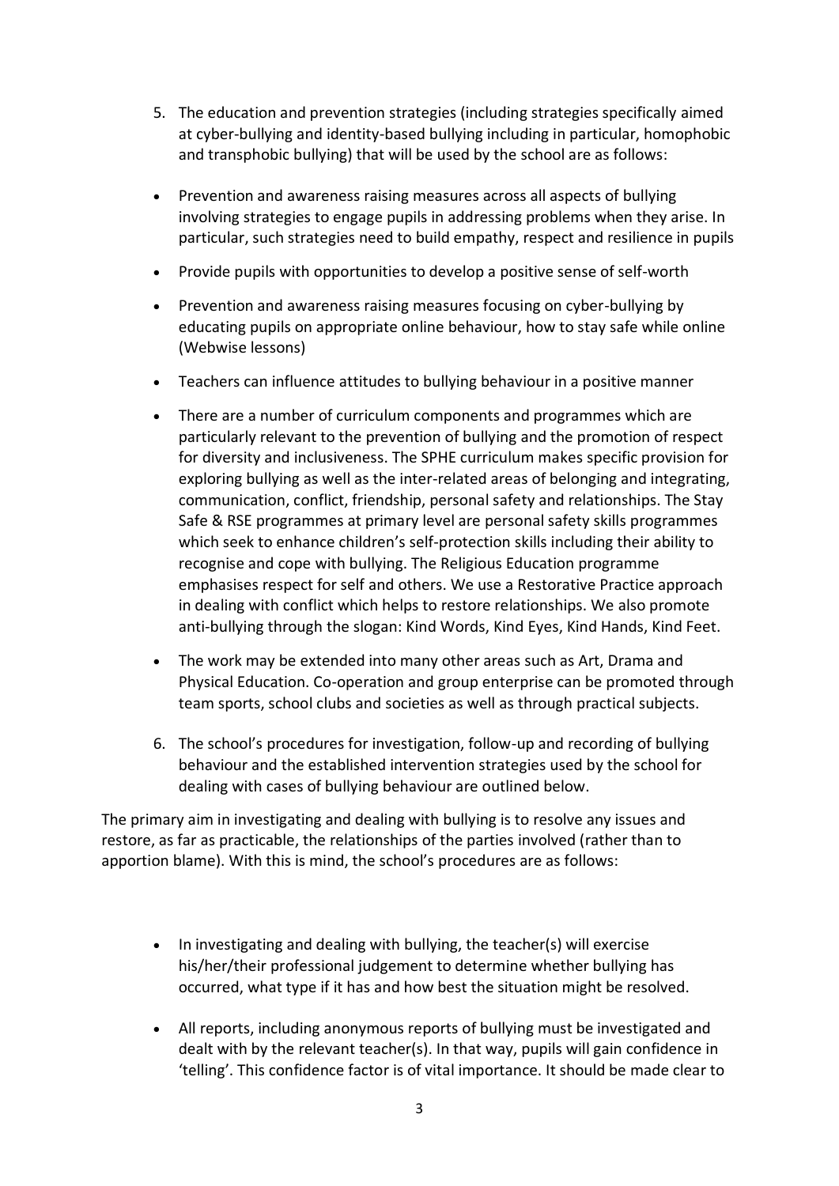5. The education and prevention strategies (including strategies specifically aimed at cyber-bullying and identity-based bullying including in particular, homophobic and transphobic bullying) that will be used by the school are as follows:

- Prevention and awareness raising measures across all aspects of bullying involving strategies to engage pupils in addressing problems when they arise. In particular, such strategies need to build empathy, respect and resilience in pupils
- Provide pupils with opportunities to develop a positive sense of self-worth
- Prevention and awareness raising measures focusing on cyber-bullying by educating pupils on appropriate online behaviour, how to stay safe while online (Webwise lessons)
- Teachers can influence attitudes to bullying behaviour in a positive manner
- There are a number of curriculum components and programmes which are particularly relevant to the prevention of bullying and the promotion of respect for diversity and inclusiveness. The SPHE curriculum makes specific provision for exploring bullying as well as the inter-related areas of belonging and integrating, communication, conflict, friendship, personal safety and relationships. The Stay Safe & RSE programmes at primary level are personal safety skills programmes which seek to enhance children's self-protection skills including their ability to recognise and cope with bullying. The Religious Education programme emphasises respect for self and others. We use a Restorative Practice approach in dealing with conflict which helps to restore relationships. We also promote anti-bullying through the slogan: Kind Words, Kind Eyes, Kind Hands, Kind Feet.
- The work may be extended into many other areas such as Art, Drama and Physical Education. Co-operation and group enterprise can be promoted through team sports, school clubs and societies as well as through practical subjects.

6. The school's procedures for investigation, follow-up and recording of bullying behaviour and the established intervention strategies used by the school for dealing with cases of bullying behaviour are outlined below.

The primary aim in investigating and dealing with bullying is to resolve any issues and restore, as far as practicable, the relationships of the parties involved (rather than to apportion blame). With this is mind, the school's procedures are as follows:

- In investigating and dealing with bullying, the teacher(s) will exercise his/her/their professional judgement to determine whether bullying has occurred, what type if it has and how best the situation might be resolved.
- All reports, including anonymous reports of bullying must be investigated and dealt with by the relevant teacher(s). In that way, pupils will gain confidence in 'telling'. This confidence factor is of vital importance. It should be made clear to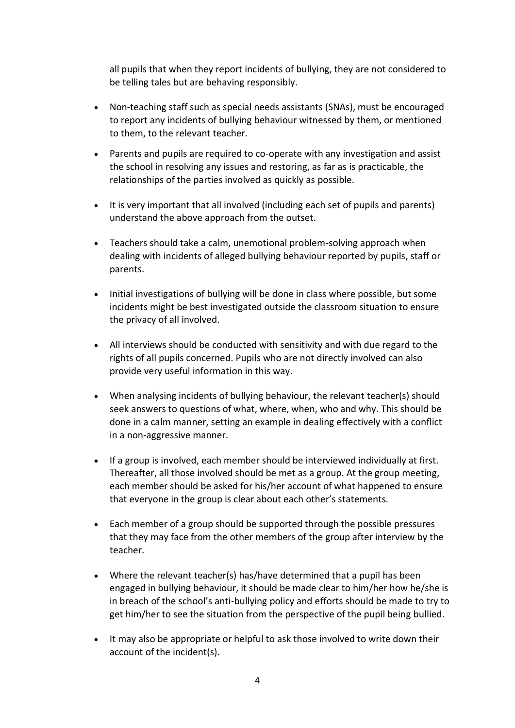all pupils that when they report incidents of bullying, they are not considered to be telling tales but are behaving responsibly.

- Non-teaching staff such as special needs assistants (SNAs), must be encouraged to report any incidents of bullying behaviour witnessed by them, or mentioned to them, to the relevant teacher.

- Parents and pupils are required to co-operate with any investigation and assist the school in resolving any issues and restoring, as far as is practicable, the relationships of the parties involved as quickly as possible.

- It is very important that all involved (including each set of pupils and parents) understand the above approach from the outset.

- Teachers should take a calm, unemotional problem-solving approach when dealing with incidents of alleged bullying behaviour reported by pupils, staff or parents.

- Initial investigations of bullying will be done in class where possible, but some incidents might be best investigated outside the classroom situation to ensure the privacy of all involved.

- All interviews should be conducted with sensitivity and with due regard to the rights of all pupils concerned. Pupils who are not directly involved can also provide very useful information in this way.

- When analysing incidents of bullying behaviour, the relevant teacher(s) should seek answers to questions of what, where, when, who and why. This should be done in a calm manner, setting an example in dealing effectively with a conflict in a non-aggressive manner.

- If a group is involved, each member should be interviewed individually at first. Thereafter, all those involved should be met as a group. At the group meeting, each member should be asked for his/her account of what happened to ensure that everyone in the group is clear about each other's statements.

- Each member of a group should be supported through the possible pressures that they may face from the other members of the group after interview by the teacher.

- Where the relevant teacher(s) has/have determined that a pupil has been engaged in bullying behaviour, it should be made clear to him/her how he/she is in breach of the school's anti-bullying policy and efforts should be made to try to get him/her to see the situation from the perspective of the pupil being bullied.

- It may also be appropriate or helpful to ask those involved to write down their account of the incident(s).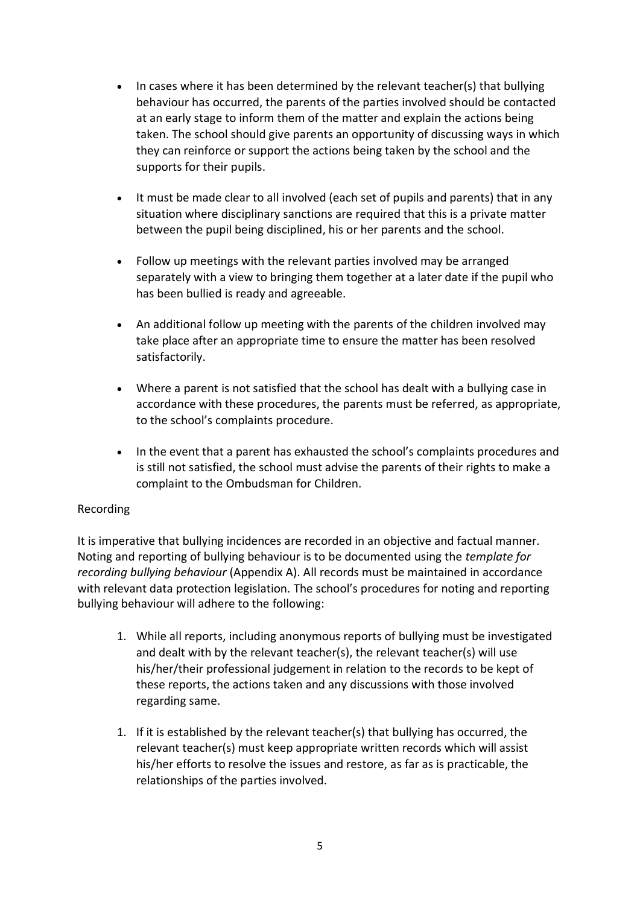- In cases where it has been determined by the relevant teacher(s) that bullying behaviour has occurred, the parents of the parties involved should be contacted at an early stage to inform them of the matter and explain the actions being taken. The school should give parents an opportunity of discussing ways in which they can reinforce or support the actions being taken by the school and the supports for their pupils.

- It must be made clear to all involved (each set of pupils and parents) that in any situation where disciplinary sanctions are required that this is a private matter between the pupil being disciplined, his or her parents and the school.

- Follow up meetings with the relevant parties involved may be arranged separately with a view to bringing them together at a later date if the pupil who has been bullied is ready and agreeable.

- An additional follow up meeting with the parents of the children involved may take place after an appropriate time to ensure the matter has been resolved satisfactorily.

- Where a parent is not satisfied that the school has dealt with a bullying case in accordance with these procedures, the parents must be referred, as appropriate, to the school's complaints procedure.

- In the event that a parent has exhausted the school's complaints procedures and is still not satisfied, the school must advise the parents of their rights to make a complaint to the Ombudsman for Children.

Recording

It is imperative that bullying incidences are recorded in an objective and factual manner. Noting and reporting of bullying behaviour is to be documented using the *template for recording bullying behaviour* (Appendix A). All records must be maintained in accordance with relevant data protection legislation. The school's procedures for noting and reporting bullying behaviour will adhere to the following:

1. While all reports, including anonymous reports of bullying must be investigated and dealt with by the relevant teacher(s), the relevant teacher(s) will use his/her/their professional judgement in relation to the records to be kept of these reports, the actions taken and any discussions with those involved regarding same.

1. If it is established by the relevant teacher(s) that bullying has occurred, the relevant teacher(s) must keep appropriate written records which will assist his/her efforts to resolve the issues and restore, as far as is practicable, the relationships of the parties involved.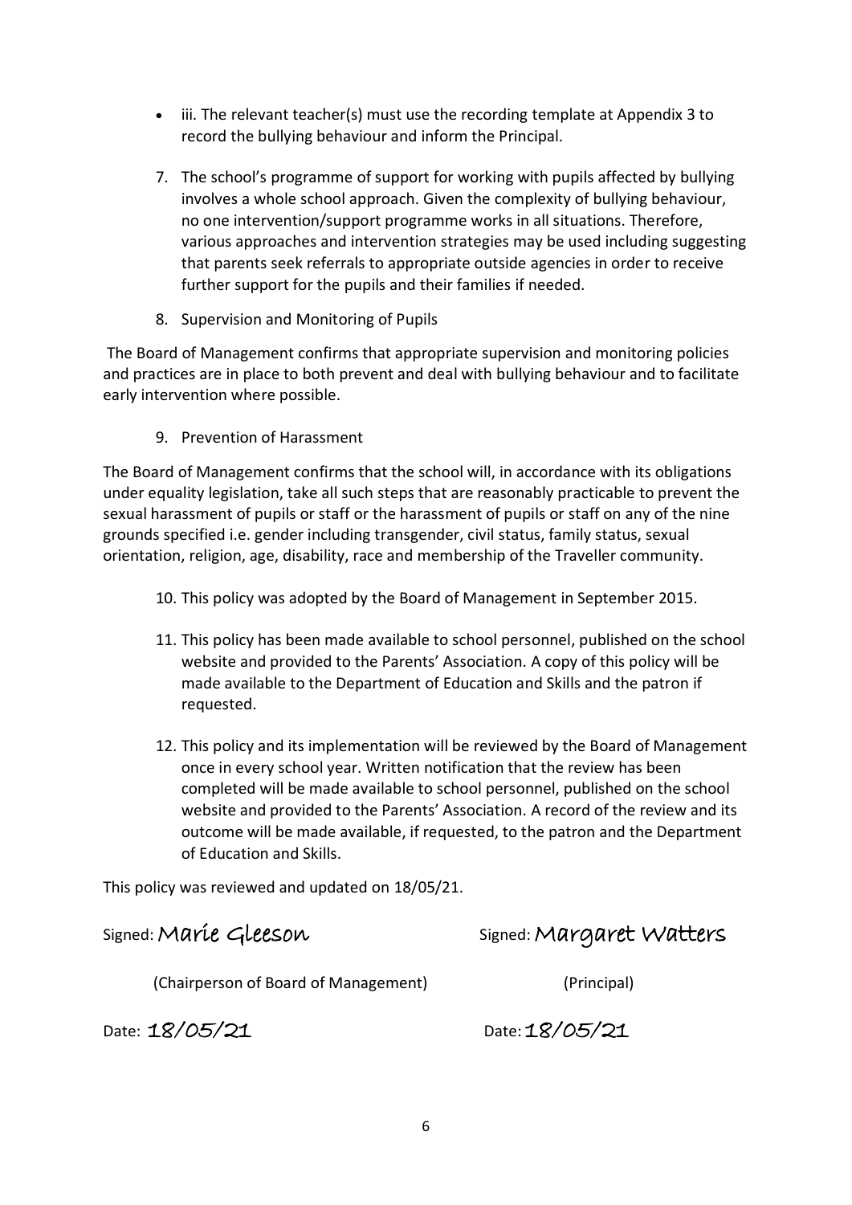- iii. The relevant teacher(s) must use the recording template at Appendix 3 to record the bullying behaviour and inform the Principal.

7. The school's programme of support for working with pupils affected by bullying involves a whole school approach. Given the complexity of bullying behaviour, no one intervention/support programme works in all situations. Therefore, various approaches and intervention strategies may be used including suggesting that parents seek referrals to appropriate outside agencies in order to receive further support for the pupils and their families if needed.

8. Supervision and Monitoring of Pupils

The Board of Management confirms that appropriate supervision and monitoring policies and practices are in place to both prevent and deal with bullying behaviour and to facilitate early intervention where possible.

9. Prevention of Harassment

The Board of Management confirms that the school will, in accordance with its obligations under equality legislation, take all such steps that are reasonably practicable to prevent the sexual harassment of pupils or staff or the harassment of pupils or staff on any of the nine grounds specified i.e. gender including transgender, civil status, family status, sexual orientation, religion, age, disability, race and membership of the Traveller community.

10. This policy was adopted by the Board of Management in September 2015.

11. This policy has been made available to school personnel, published on the school website and provided to the Parents' Association. A copy of this policy will be made available to the Department of Education and Skills and the patron if requested.

12. This policy and its implementation will be reviewed by the Board of Management once in every school year. Written notification that the review has been completed will be made available to school personnel, published on the school website and provided to the Parents' Association. A record of the review and its outcome will be made available, if requested, to the patron and the Department of Education and Skills.

This policy was reviewed and updated on 18/05/21.

Signed: Marie Gleeson (Chairperson of Board of Management)

Signed: Margaret Watters (Principal)

Date: 18/05/21

Date: 18/05/21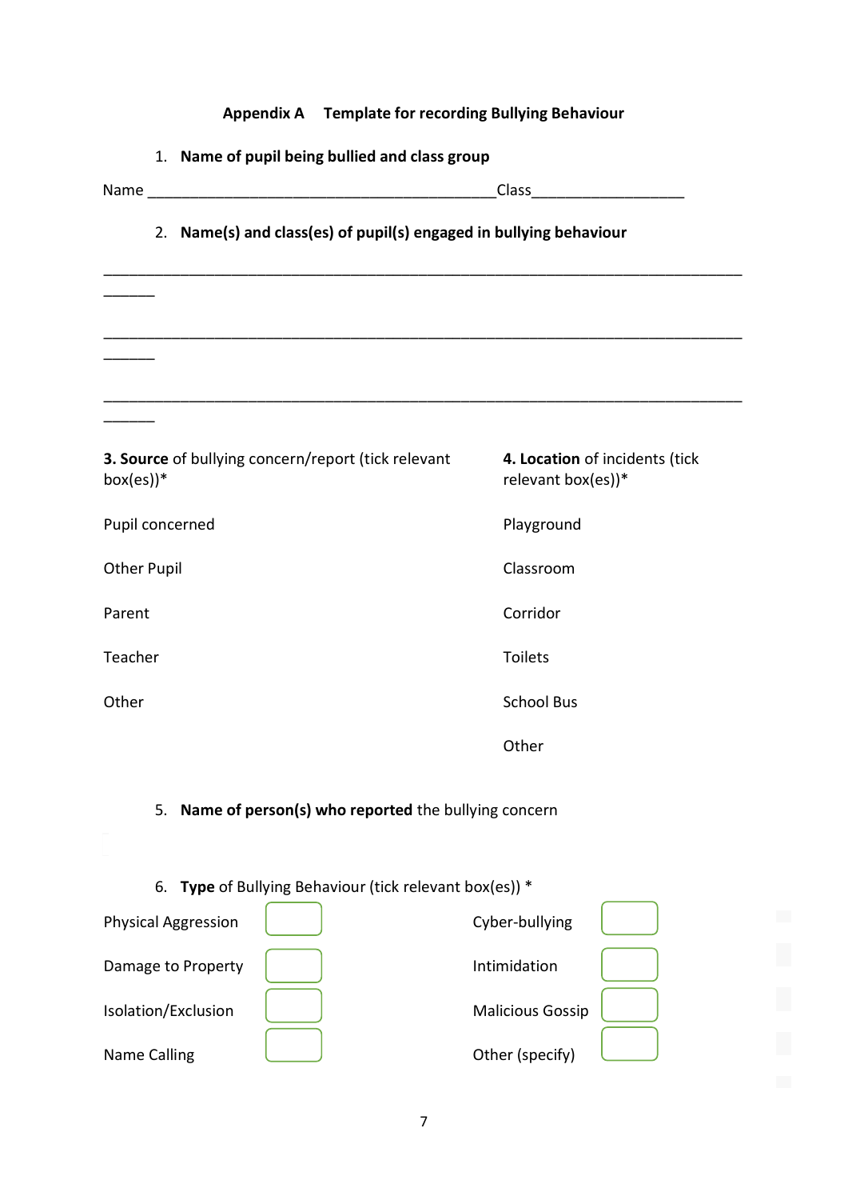## Appendix A Template for recording Bullying Behaviour

1. **Name of pupil being bullied and class group**

Name ___________________________________________Class__________________

2. **Name(s) and class(es) of pupil(s) engaged in bullying behaviour**

_______________________________________________________________________________

_______________________________________________________________________________

_______________________________________________________________________________

**3. Source** of bullying concern/report (tick relevant box(es))*

- Pupil concerned
- Other Pupil
- Parent
- Teacher
- Other

**4. Location** of incidents (tick relevant box(es))*

- Playground
- Classroom
- Corridor
- Toilets
- School Bus
- Other

5. **Name of person(s) who reported** the bullying concern

6. **Type** of Bullying Behaviour (tick relevant box(es)) *

| | | | |
|---|---|---|---|
| Physical Aggression | ☐ | Cyber-bullying | ☐ |
| Damage to Property | ☐ | Intimidation | ☐ |
| Isolation/Exclusion | ☐ | Malicious Gossip | ☐ |
| Name Calling | ☐ | Other (specify) | ☐ |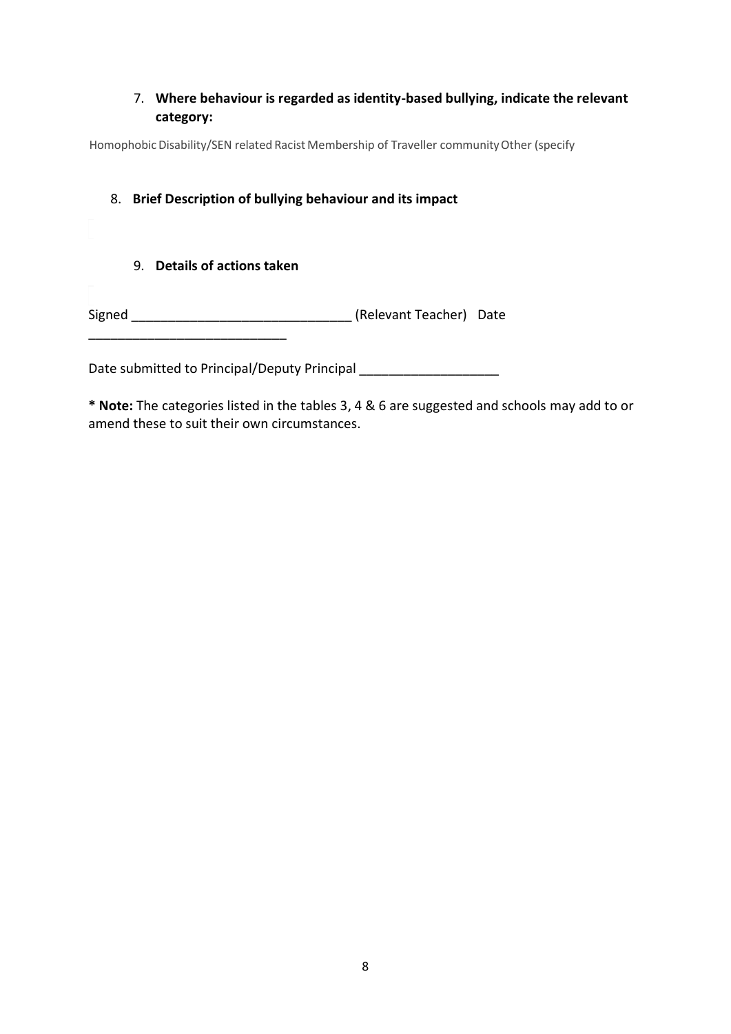7. **Where behaviour is regarded as identity-based bullying, indicate the relevant category:**

Homophobic Disability/SEN related Racist Membership of Traveller community Other (specify

8. **Brief Description of bullying behaviour and its impact**

9. **Details of actions taken**

Signed ______________________________ (Relevant Teacher) Date ___________________________

Date submitted to Principal/Deputy Principal ___________________

**\* Note:** The categories listed in the tables 3, 4 & 6 are suggested and schools may add to or amend these to suit their own circumstances.